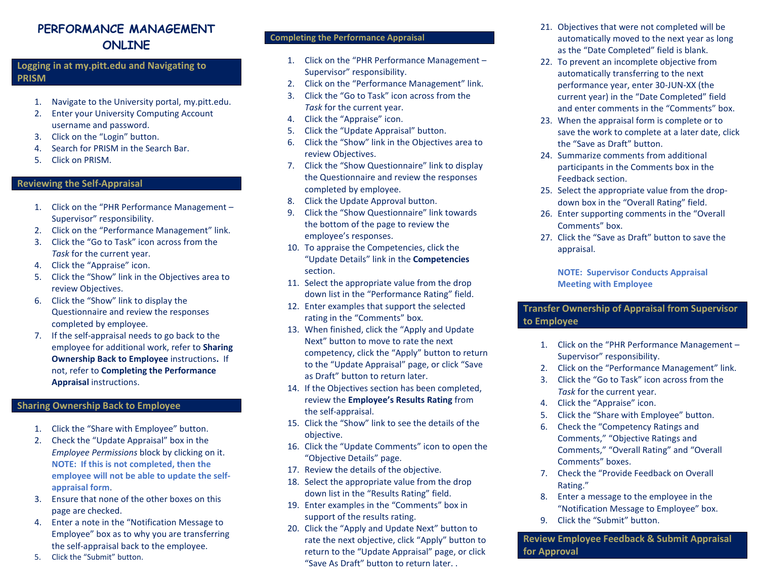# PERFORMANCE MANAGEMENT ONLINE

## Logging in at my.pitt.edu and Navigating to PRISM

1. Navigate to the University portal, my.pitt.edu.
2. Enter your University Computing Account username and password.
3. Click on the "Login" button.
4. Search for PRISM in the Search Bar.
5. Click on PRISM.

## Reviewing the Self-Appraisal

1. Click on the "PHR Performance Management – Supervisor" responsibility.
2. Click on the "Performance Management" link.
3. Click the "Go to Task" icon across from the *Task* for the current year.
4. Click the "Appraise" icon.
5. Click the "Show" link in the Objectives area to review Objectives.
6. Click the "Show" link to display the Questionnaire and review the responses completed by employee.
7. If the self-appraisal needs to go back to the employee for additional work, refer to **Sharing Ownership Back to Employee** instructions**.** If not, refer to **Completing the Performance Appraisal** instructions.

## Sharing Ownership Back to Employee

1. Click the "Share with Employee" button.
2. Check the "Update Appraisal" box in the *Employee Permissions* block by clicking on it. **NOTE: If this is not completed, then the employee will not be able to update the self-appraisal form**.
3. Ensure that none of the other boxes on this page are checked.
4. Enter a note in the "Notification Message to Employee" box as to why you are transferring the self-appraisal back to the employee.
5. Click the "Submit" button.

## Completing the Performance Appraisal

1. Click on the "PHR Performance Management – Supervisor" responsibility.
2. Click on the "Performance Management" link.
3. Click the "Go to Task" icon across from the *Task* for the current year.
4. Click the "Appraise" icon.
5. Click the "Update Appraisal" button.
6. Click the "Show" link in the Objectives area to review Objectives.
7. Click the "Show Questionnaire" link to display the Questionnaire and review the responses completed by employee.
8. Click the Update Approval button.
9. Click the "Show Questionnaire" link towards the bottom of the page to review the employee's responses.
10. To appraise the Competencies, click the "Update Details" link in the **Competencies** section.
11. Select the appropriate value from the drop down list in the "Performance Rating" field.
12. Enter examples that support the selected rating in the "Comments" box.
13. When finished, click the "Apply and Update Next" button to move to rate the next competency, click the "Apply" button to return to the "Update Appraisal" page, or click "Save as Draft" button to return later.
14. If the Objectives section has been completed, review the **Employee's Results Rating** from the self-appraisal.
15. Click the "Show" link to see the details of the objective.
16. Click the "Update Comments" icon to open the "Objective Details" page.
17. Review the details of the objective.
18. Select the appropriate value from the drop down list in the "Results Rating" field.
19. Enter examples in the "Comments" box in support of the results rating.
20. Click the "Apply and Update Next" button to rate the next objective, click "Apply" button to return to the "Update Appraisal" page, or click "Save As Draft" button to return later. .
21. Objectives that were not completed will be automatically moved to the next year as long as the "Date Completed" field is blank.
22. To prevent an incomplete objective from automatically transferring to the next performance year, enter 30-JUN-XX (the current year) in the "Date Completed" field and enter comments in the "Comments" box.
23. When the appraisal form is complete or to save the work to complete at a later date, click the "Save as Draft" button.
24. Summarize comments from additional participants in the Comments box in the Feedback section.
25. Select the appropriate value from the drop-down box in the "Overall Rating" field.
26. Enter supporting comments in the "Overall Comments" box.
27. Click the "Save as Draft" button to save the appraisal.

**NOTE: Supervisor Conducts Appraisal Meeting with Employee**

## Transfer Ownership of Appraisal from Supervisor to Employee

1. Click on the "PHR Performance Management – Supervisor" responsibility.
2. Click on the "Performance Management" link.
3. Click the "Go to Task" icon across from the *Task* for the current year.
4. Click the "Appraise" icon.
5. Click the "Share with Employee" button.
6. Check the "Competency Ratings and Comments," "Objective Ratings and Comments," "Overall Rating" and "Overall Comments" boxes.
7. Check the "Provide Feedback on Overall Rating."
8. Enter a message to the employee in the "Notification Message to Employee" box.
9. Click the "Submit" button.

## Review Employee Feedback & Submit Appraisal for Approval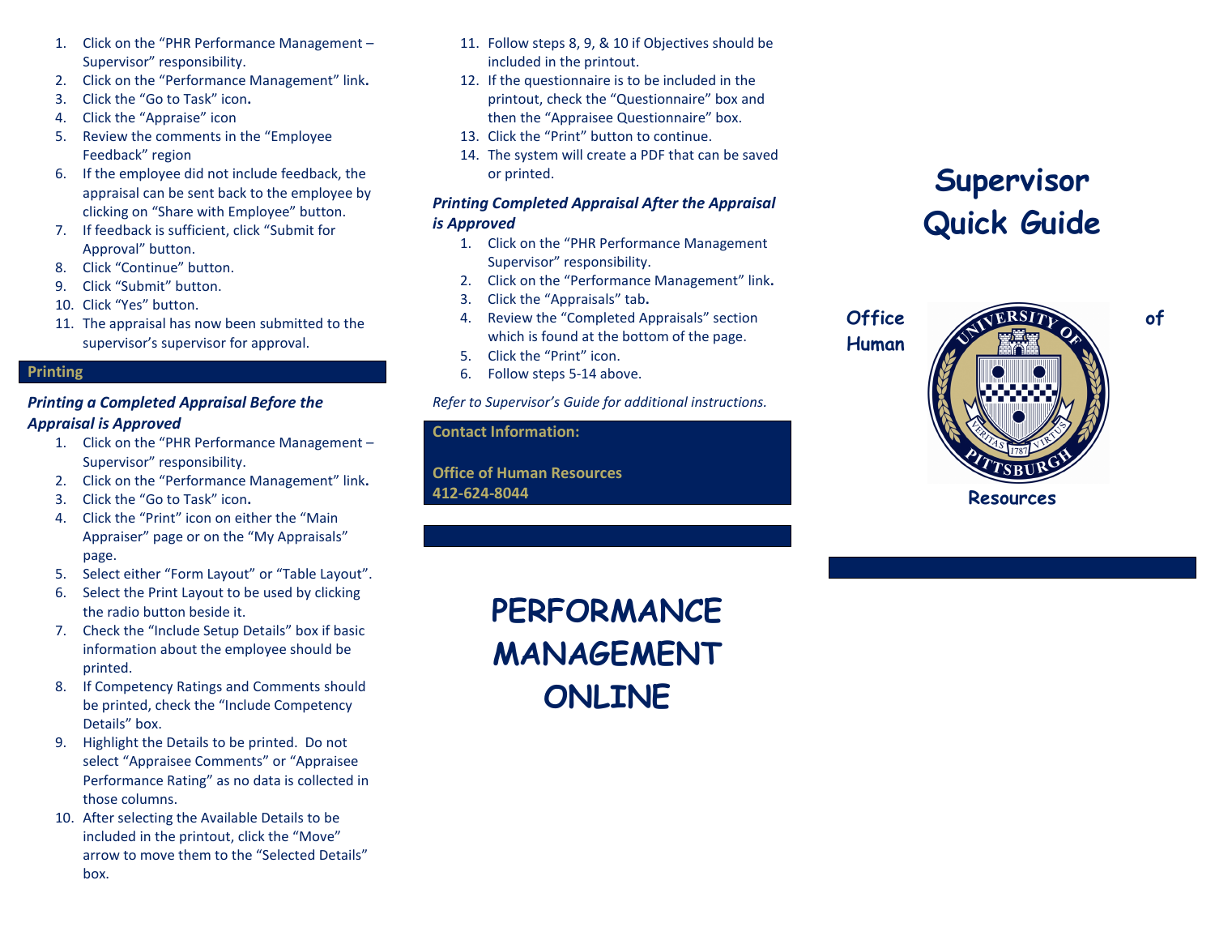1. Click on the "PHR Performance Management – Supervisor" responsibility.
2. Click on the "Performance Management" link**.**
3. Click the "Go to Task" icon**.**
4. Click the "Appraise" icon
5. Review the comments in the "Employee Feedback" region
6. If the employee did not include feedback, the appraisal can be sent back to the employee by clicking on "Share with Employee" button.
7. If feedback is sufficient, click "Submit for Approval" button.
8. Click "Continue" button.
9. Click "Submit" button.
10. Click "Yes" button.
11. The appraisal has now been submitted to the supervisor's supervisor for approval.

## Printing

### *Printing a Completed Appraisal Before the Appraisal is Approved*

1. Click on the "PHR Performance Management – Supervisor" responsibility.
2. Click on the "Performance Management" link**.**
3. Click the "Go to Task" icon**.**
4. Click the "Print" icon on either the "Main Appraiser" page or on the "My Appraisals" page.
5. Select either "Form Layout" or "Table Layout".
6. Select the Print Layout to be used by clicking the radio button beside it.
7. Check the "Include Setup Details" box if basic information about the employee should be printed.
8. If Competency Ratings and Comments should be printed, check the "Include Competency Details" box.
9. Highlight the Details to be printed. Do not select "Appraisee Comments" or "Appraisee Performance Rating" as no data is collected in those columns.
10. After selecting the Available Details to be included in the printout, click the "Move" arrow to move them to the "Selected Details" box.
11. Follow steps 8, 9, & 10 if Objectives should be included in the printout.
12. If the questionnaire is to be included in the printout, check the "Questionnaire" box and then the "Appraisee Questionnaire" box.
13. Click the "Print" button to continue.
14. The system will create a PDF that can be saved or printed.

### *Printing Completed Appraisal After the Appraisal is Approved*

1. Click on the "PHR Performance Management Supervisor" responsibility.
2. Click on the "Performance Management" link**.**
3. Click the "Appraisals" tab**.**
4. Review the "Completed Appraisals" section which is found at the bottom of the page.
5. Click the "Print" icon.
6. Follow steps 5-14 above.

*Refer to Supervisor's Guide for additional instructions.*

**Contact Information:**

**Office of Human Resources**
**412-624-8044**

# PERFORMANCE MANAGEMENT ONLINE

# Supervisor Quick Guide

**Office of Human Resources**